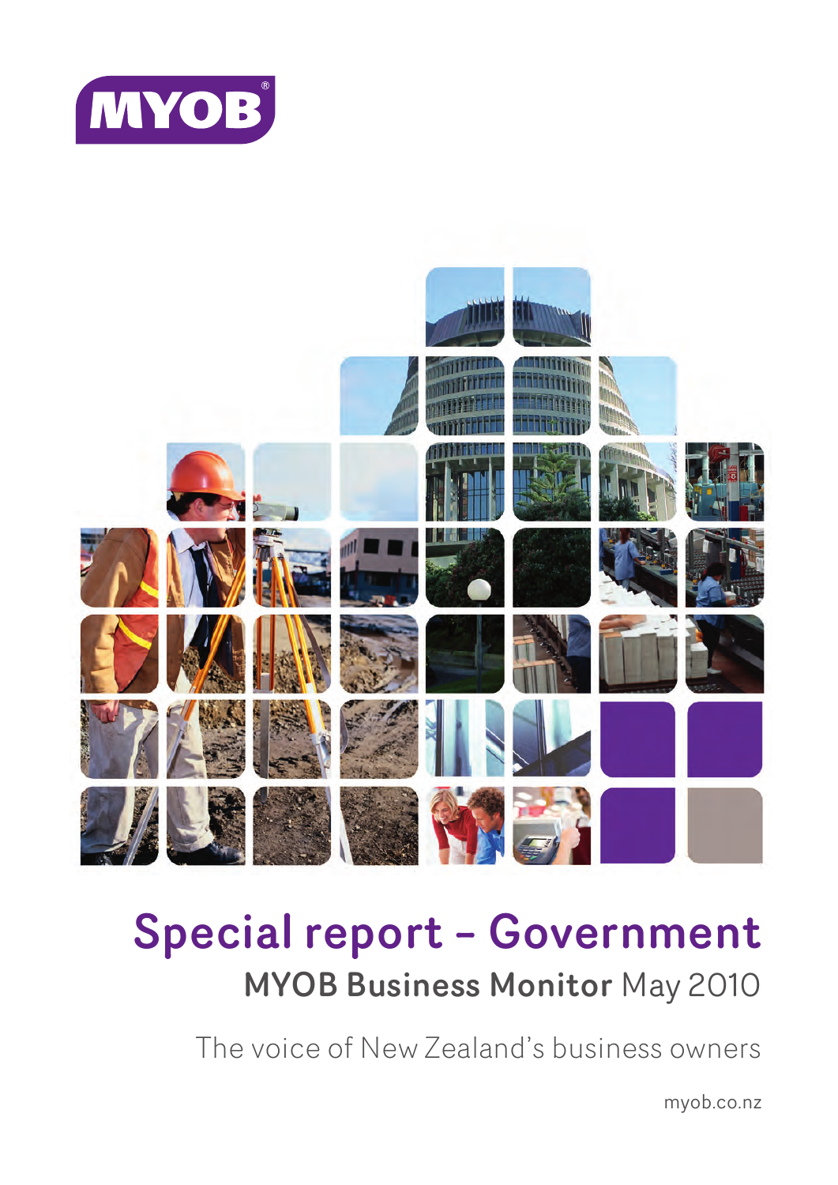MYOB

# Special report – Government

## MYOB Business Monitor May 2010

The voice of New Zealand's business owners

myob.co.nz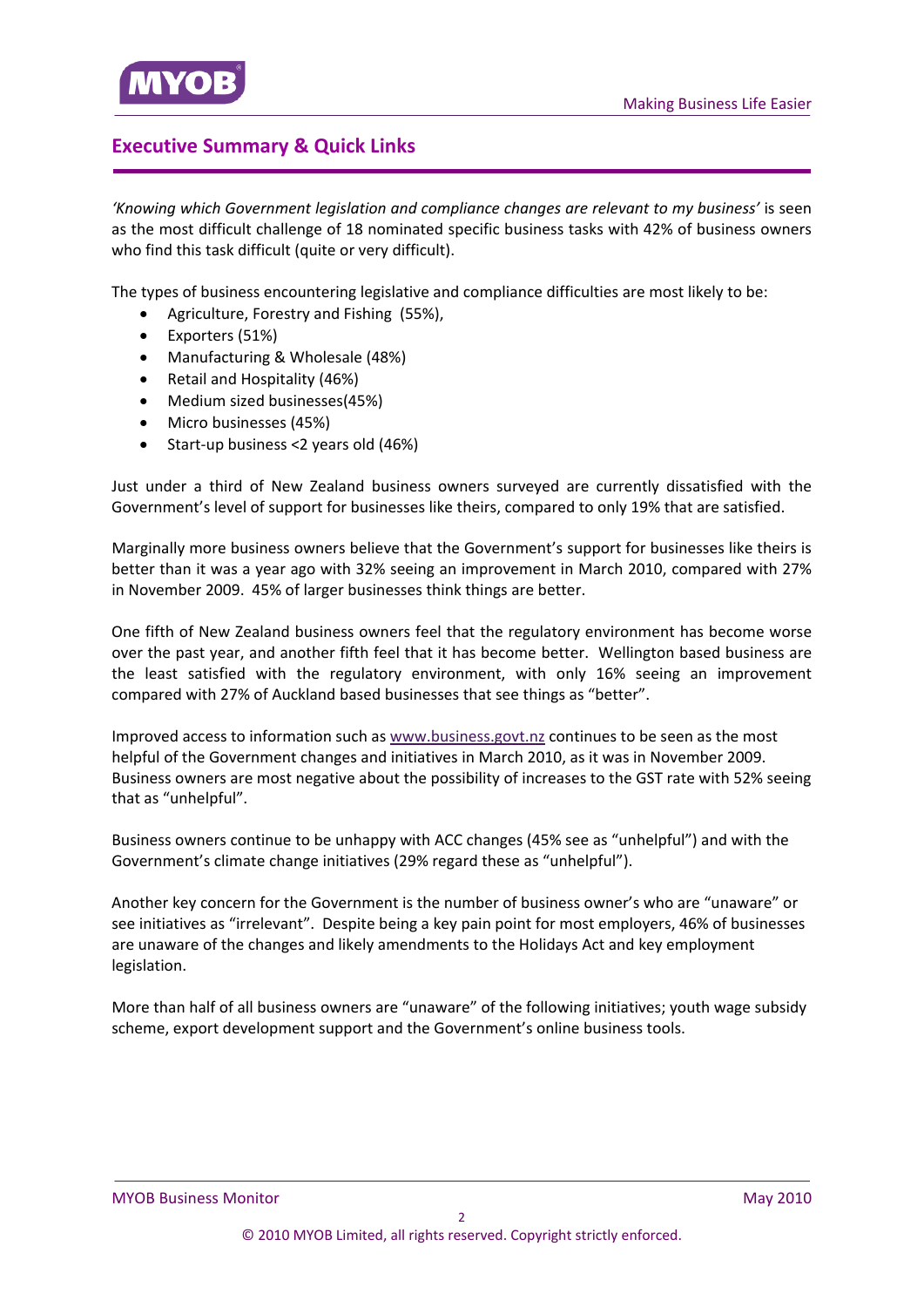## Executive Summary & Quick Links

*'Knowing which Government legislation and compliance changes are relevant to my business'* is seen as the most difficult challenge of 18 nominated specific business tasks with 42% of business owners who find this task difficult (quite or very difficult).

The types of business encountering legislative and compliance difficulties are most likely to be:

- Agriculture, Forestry and Fishing (55%),
- Exporters (51%)
- Manufacturing & Wholesale (48%)
- Retail and Hospitality (46%)
- Medium sized businesses(45%)
- Micro businesses (45%)
- Start-up business <2 years old (46%)

Just under a third of New Zealand business owners surveyed are currently dissatisfied with the Government's level of support for businesses like theirs, compared to only 19% that are satisfied.

Marginally more business owners believe that the Government's support for businesses like theirs is better than it was a year ago with 32% seeing an improvement in March 2010, compared with 27% in November 2009. 45% of larger businesses think things are better.

One fifth of New Zealand business owners feel that the regulatory environment has become worse over the past year, and another fifth feel that it has become better. Wellington based business are the least satisfied with the regulatory environment, with only 16% seeing an improvement compared with 27% of Auckland based businesses that see things as "better".

Improved access to information such as www.business.govt.nz continues to be seen as the most helpful of the Government changes and initiatives in March 2010, as it was in November 2009. Business owners are most negative about the possibility of increases to the GST rate with 52% seeing that as "unhelpful".

Business owners continue to be unhappy with ACC changes (45% see as "unhelpful") and with the Government's climate change initiatives (29% regard these as "unhelpful").

Another key concern for the Government is the number of business owner's who are "unaware" or see initiatives as "irrelevant". Despite being a key pain point for most employers, 46% of businesses are unaware of the changes and likely amendments to the Holidays Act and key employment legislation.

More than half of all business owners are "unaware" of the following initiatives; youth wage subsidy scheme, export development support and the Government's online business tools.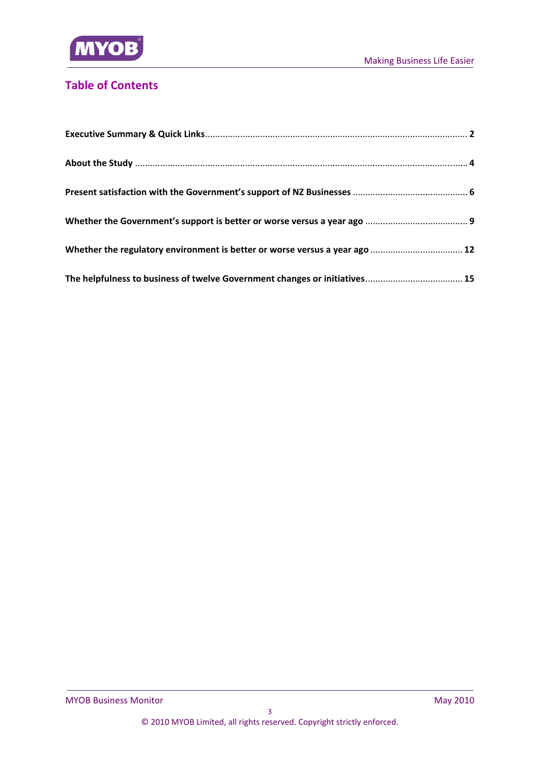## Table of Contents

**Executive Summary & Quick Links** ........................................ **2**

**About the Study** ........................................ **4**

**Present satisfaction with the Government's support of NZ Businesses** ........................................ **6**

**Whether the Government's support is better or worse versus a year ago** ........................................ **9**

**Whether the regulatory environment is better or worse versus a year ago** ........................................ **12**

**The helpfulness to business of twelve Government changes or initiatives** ........................................ **15**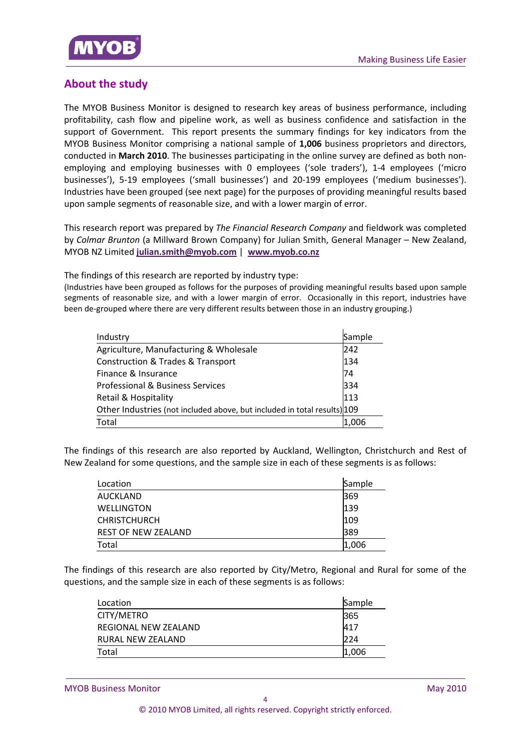## About the study

The MYOB Business Monitor is designed to research key areas of business performance, including profitability, cash flow and pipeline work, as well as business confidence and satisfaction in the support of Government. This report presents the summary findings for key indicators from the MYOB Business Monitor comprising a national sample of **1,006** business proprietors and directors, conducted in **March 2010**. The businesses participating in the online survey are defined as both non-employing and employing businesses with 0 employees ('sole traders'), 1-4 employees ('micro businesses'), 5-19 employees ('small businesses') and 20-199 employees ('medium businesses'). Industries have been grouped (see next page) for the purposes of providing meaningful results based upon sample segments of reasonable size, and with a lower margin of error.

This research report was prepared by *The Financial Research Company* and fieldwork was completed by *Colmar Brunton* (a Millward Brown Company) for Julian Smith, General Manager – New Zealand, MYOB NZ Limited **julian.smith@myob.com** | **www.myob.co.nz**

The findings of this research are reported by industry type:

(Industries have been grouped as follows for the purposes of providing meaningful results based upon sample segments of reasonable size, and with a lower margin of error. Occasionally in this report, industries have been de-grouped where there are very different results between those in an industry grouping.)

| Industry | Sample |
|---|---|
| Agriculture, Manufacturing & Wholesale | 242 |
| Construction & Trades & Transport | 134 |
| Finance & Insurance | 74 |
| Professional & Business Services | 334 |
| Retail & Hospitality | 113 |
| Other Industries (not included above, but included in total results) | 109 |
| Total | 1,006 |

The findings of this research are also reported by Auckland, Wellington, Christchurch and Rest of New Zealand for some questions, and the sample size in each of these segments is as follows:

| Location | Sample |
|---|---|
| AUCKLAND | 369 |
| WELLINGTON | 139 |
| CHRISTCHURCH | 109 |
| REST OF NEW ZEALAND | 389 |
| Total | 1,006 |

The findings of this research are also reported by City/Metro, Regional and Rural for some of the questions, and the sample size in each of these segments is as follows:

| Location | Sample |
|---|---|
| CITY/METRO | 365 |
| REGIONAL NEW ZEALAND | 417 |
| RURAL NEW ZEALAND | 224 |
| Total | 1,006 |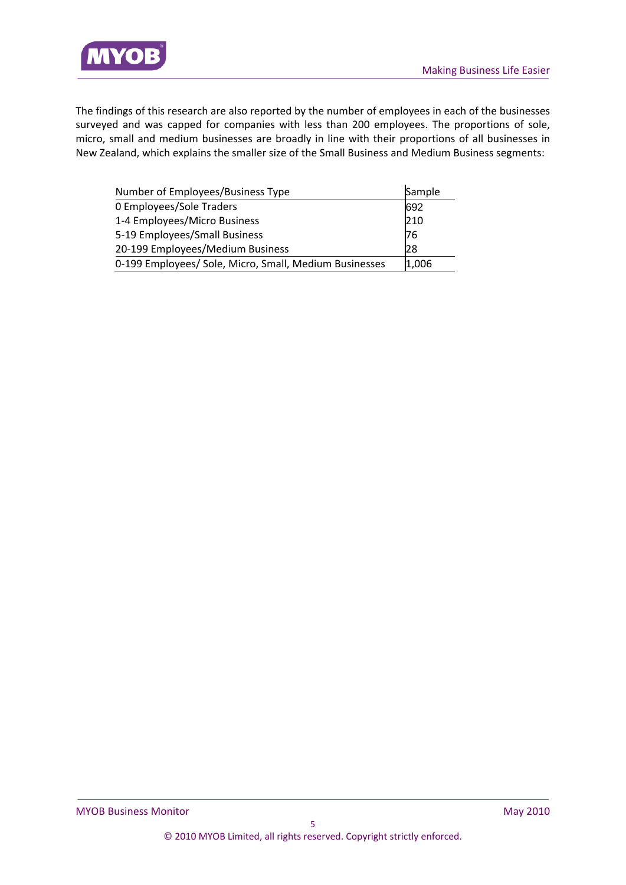The findings of this research are also reported by the number of employees in each of the businesses surveyed and was capped for companies with less than 200 employees. The proportions of sole, micro, small and medium businesses are broadly in line with their proportions of all businesses in New Zealand, which explains the smaller size of the Small Business and Medium Business segments:

| Number of Employees/Business Type | Sample |
|---|---|
| 0 Employees/Sole Traders | 692 |
| 1-4 Employees/Micro Business | 210 |
| 5-19 Employees/Small Business | 76 |
| 20-199 Employees/Medium Business | 28 |
| 0-199 Employees/ Sole, Micro, Small, Medium Businesses | 1,006 |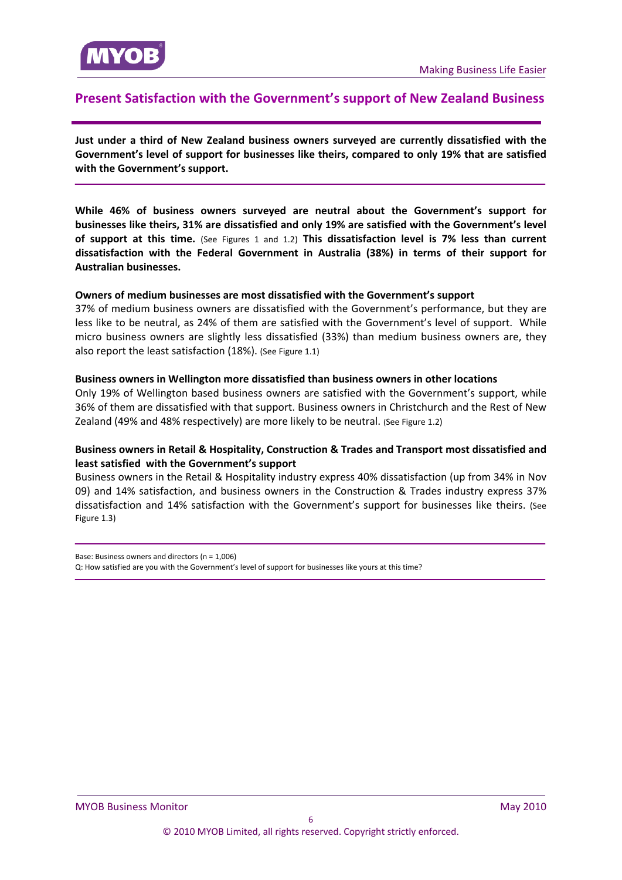## Present Satisfaction with the Government's support of New Zealand Business

**Just under a third of New Zealand business owners surveyed are currently dissatisfied with the Government's level of support for businesses like theirs, compared to only 19% that are satisfied with the Government's support.**

**While 46% of business owners surveyed are neutral about the Government's support for businesses like theirs, 31% are dissatisfied and only 19% are satisfied with the Government's level of support at this time.** (See Figures 1 and 1.2) **This dissatisfaction level is 7% less than current dissatisfaction with the Federal Government in Australia (38%) in terms of their support for Australian businesses.**

**Owners of medium businesses are most dissatisfied with the Government's support**

37% of medium business owners are dissatisfied with the Government's performance, but they are less like to be neutral, as 24% of them are satisfied with the Government's level of support. While micro business owners are slightly less dissatisfied (33%) than medium business owners are, they also report the least satisfaction (18%). (See Figure 1.1)

**Business owners in Wellington more dissatisfied than business owners in other locations**

Only 19% of Wellington based business owners are satisfied with the Government's support, while 36% of them are dissatisfied with that support. Business owners in Christchurch and the Rest of New Zealand (49% and 48% respectively) are more likely to be neutral. (See Figure 1.2)

**Business owners in Retail & Hospitality, Construction & Trades and Transport most dissatisfied and least satisfied with the Government's support**

Business owners in the Retail & Hospitality industry express 40% dissatisfaction (up from 34% in Nov 09) and 14% satisfaction, and business owners in the Construction & Trades industry express 37% dissatisfaction and 14% satisfaction with the Government's support for businesses like theirs. (See Figure 1.3)

Base: Business owners and directors (n = 1,006)

Q: How satisfied are you with the Government's level of support for businesses like yours at this time?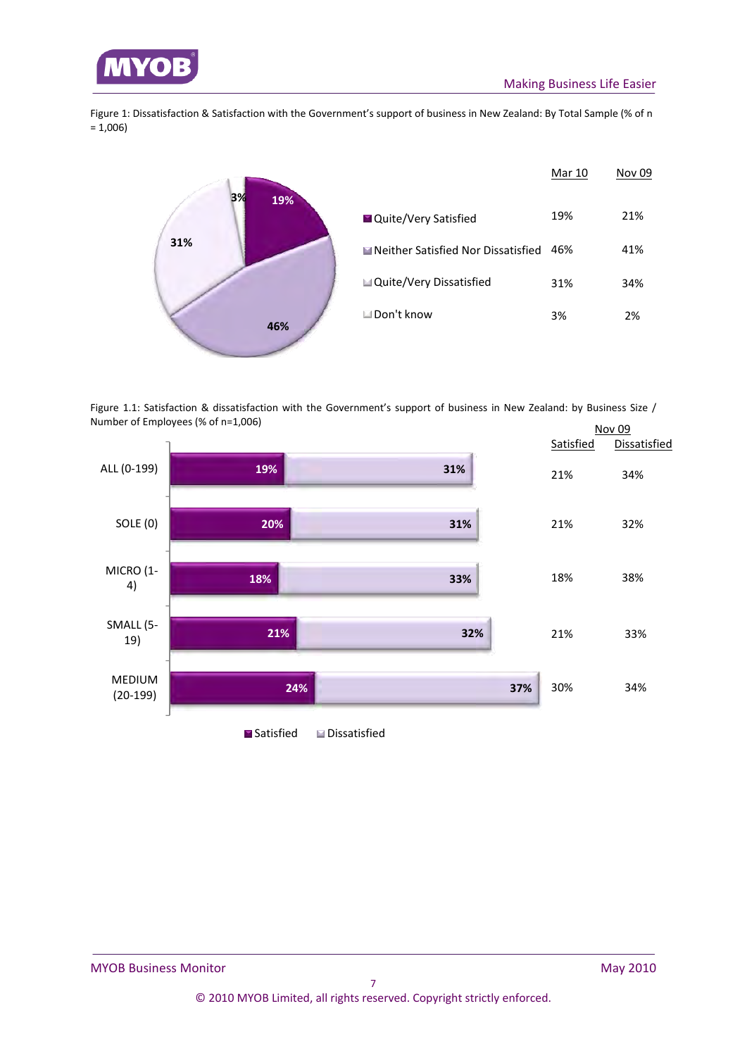Figure 1: Dissatisfaction & Satisfaction with the Government's support of business in New Zealand: By Total Sample (% of n = 1,006)

| | Mar 10 | Nov 09 |
|---|---|---|
| Quite/Very Satisfied | 19% | 21% |
| Neither Satisfied Nor Dissatisfied | 46% | 41% |
| Quite/Very Dissatisfied | 31% | 34% |
| Don't know | 3% | 2% |

Figure 1.1: Satisfaction & dissatisfaction with the Government's support of business in New Zealand: by Business Size / Number of Employees (% of n=1,006)

| | Satisfied | Dissatisfied | Nov 09 Satisfied | Nov 09 Dissatisfied |
|---|---|---|---|---|
| ALL (0-199) | 19% | 31% | 21% | 34% |
| SOLE (0) | 20% | 31% | 21% | 32% |
| MICRO (1-4) | 18% | 33% | 18% | 38% |
| SMALL (5-19) | 21% | 32% | 21% | 33% |
| MEDIUM (20-199) | 24% | 37% | 30% | 34% |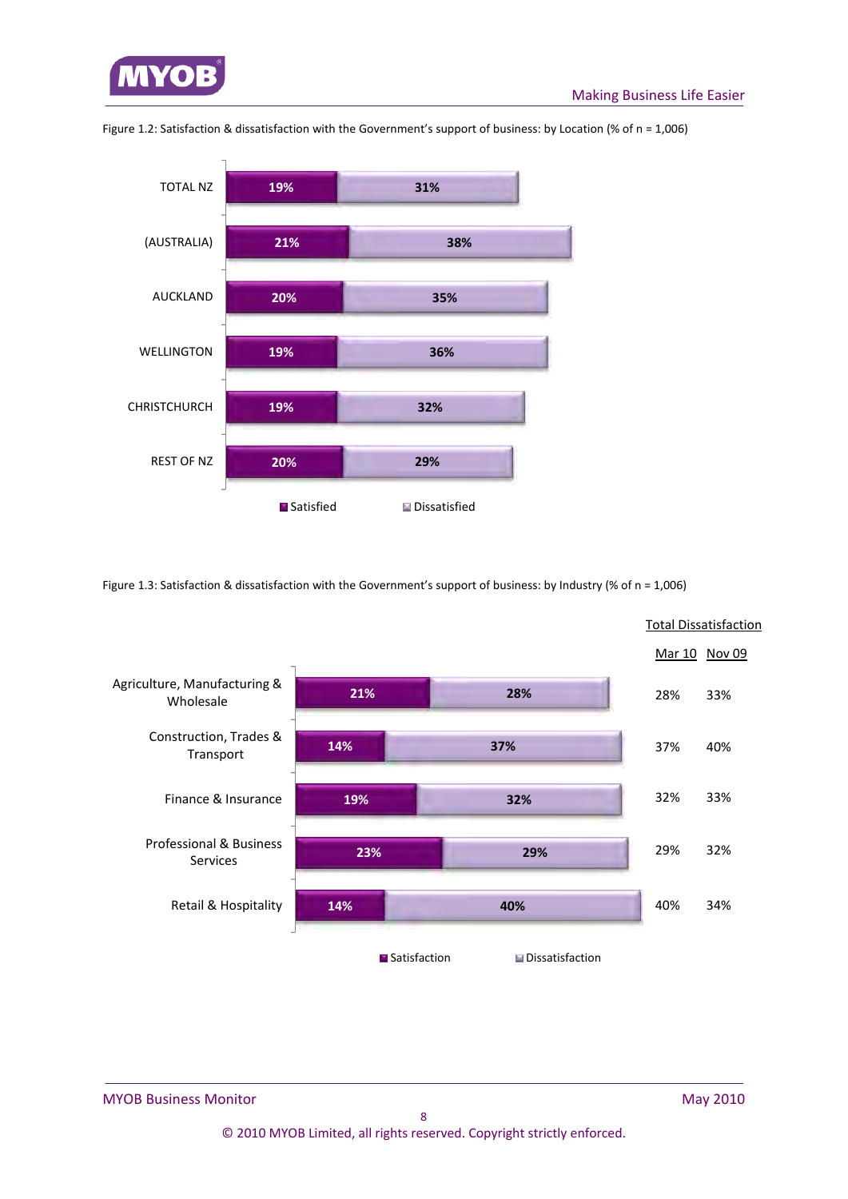Figure 1.2: Satisfaction & dissatisfaction with the Government's support of business: by Location (% of n = 1,006)

| Location | Satisfied | Dissatisfied |
|---|---|---|
| TOTAL NZ | 19% | 31% |
| (AUSTRALIA) | 21% | 38% |
| AUCKLAND | 20% | 35% |
| WELLINGTON | 19% | 36% |
| CHRISTCHURCH | 19% | 32% |
| REST OF NZ | 20% | 29% |

Figure 1.3: Satisfaction & dissatisfaction with the Government's support of business: by Industry (% of n = 1,006)

| Industry | Satisfaction | Dissatisfaction | Total Dissatisfaction Mar 10 | Total Dissatisfaction Nov 09 |
|---|---|---|---|---|
| Agriculture, Manufacturing & Wholesale | 21% | 28% | 28% | 33% |
| Construction, Trades & Transport | 14% | 37% | 37% | 40% |
| Finance & Insurance | 19% | 32% | 32% | 33% |
| Professional & Business Services | 23% | 29% | 29% | 32% |
| Retail & Hospitality | 14% | 40% | 40% | 34% |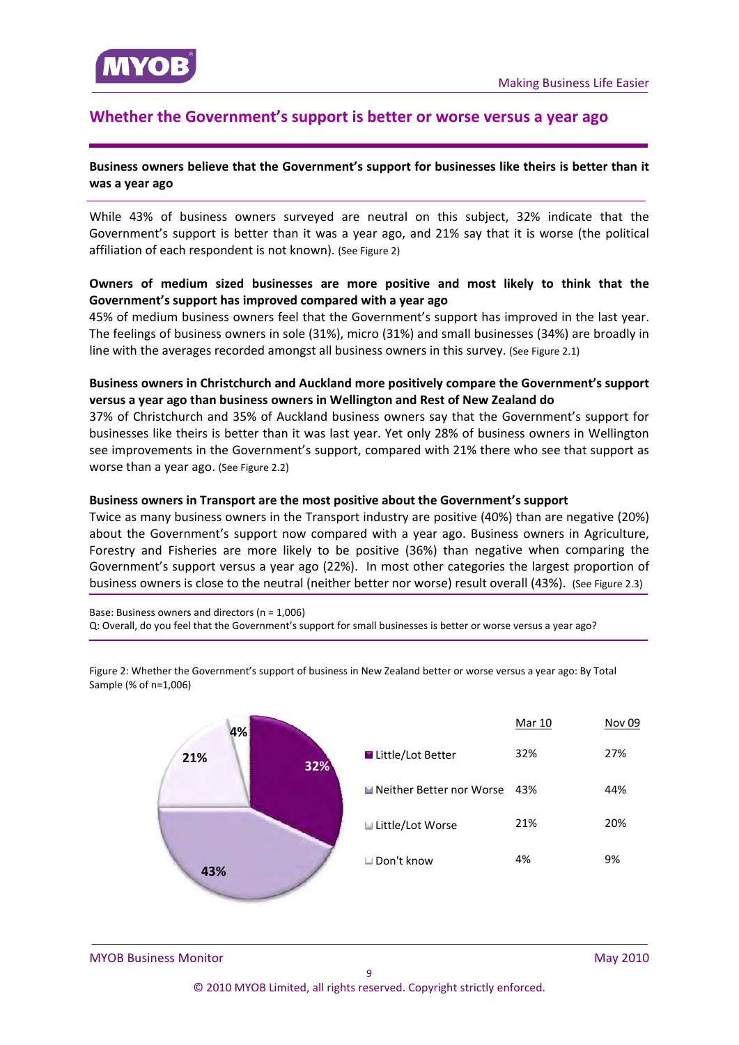## Whether the Government's support is better or worse versus a year ago

**Business owners believe that the Government's support for businesses like theirs is better than it was a year ago**

While 43% of business owners surveyed are neutral on this subject, 32% indicate that the Government's support is better than it was a year ago, and 21% say that it is worse (the political affiliation of each respondent is not known). (See Figure 2)

**Owners of medium sized businesses are more positive and most likely to think that the Government's support has improved compared with a year ago**

45% of medium business owners feel that the Government's support has improved in the last year. The feelings of business owners in sole (31%), micro (31%) and small businesses (34%) are broadly in line with the averages recorded amongst all business owners in this survey. (See Figure 2.1)

**Business owners in Christchurch and Auckland more positively compare the Government's support versus a year ago than business owners in Wellington and Rest of New Zealand do**

37% of Christchurch and 35% of Auckland business owners say that the Government's support for businesses like theirs is better than it was last year. Yet only 28% of business owners in Wellington see improvements in the Government's support, compared with 21% there who see that support as worse than a year ago. (See Figure 2.2)

**Business owners in Transport are the most positive about the Government's support**

Twice as many business owners in the Transport industry are positive (40%) than are negative (20%) about the Government's support now compared with a year ago. Business owners in Agriculture, Forestry and Fisheries are more likely to be positive (36%) than negative when comparing the Government's support versus a year ago (22%). In most other categories the largest proportion of business owners is close to the neutral (neither better nor worse) result overall (43%). (See Figure 2.3)

Base: Business owners and directors (n = 1,006)
Q: Overall, do you feel that the Government's support for small businesses is better or worse versus a year ago?

Figure 2: Whether the Government's support of business in New Zealand better or worse versus a year ago: By Total Sample (% of n=1,006)

| | Mar 10 | Nov 09 |
|---|---|---|
| Little/Lot Better | 32% | 27% |
| Neither Better nor Worse | 43% | 44% |
| Little/Lot Worse | 21% | 20% |
| Don't know | 4% | 9% |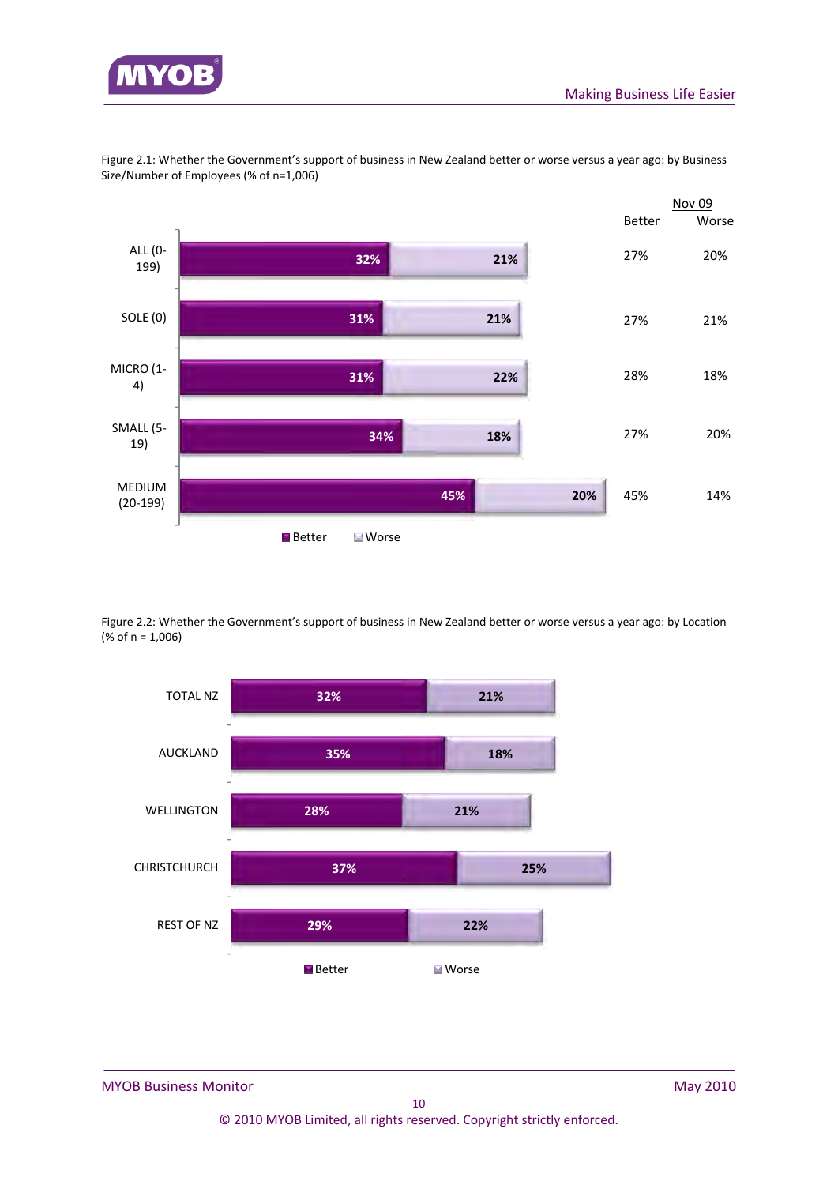Figure 2.1: Whether the Government's support of business in New Zealand better or worse versus a year ago: by Business Size/Number of Employees (% of n=1,006)

| | Better | Worse | Nov 09 Better | Nov 09 Worse |
|---|---|---|---|---|
| ALL (0-199) | 32% | 21% | 27% | 20% |
| SOLE (0) | 31% | 21% | 27% | 21% |
| MICRO (1-4) | 31% | 22% | 28% | 18% |
| SMALL (5-19) | 34% | 18% | 27% | 20% |
| MEDIUM (20-199) | 45% | 20% | 45% | 14% |

Figure 2.2: Whether the Government's support of business in New Zealand better or worse versus a year ago: by Location (% of n = 1,006)

| | Better | Worse |
|---|---|---|
| TOTAL NZ | 32% | 21% |
| AUCKLAND | 35% | 18% |
| WELLINGTON | 28% | 21% |
| CHRISTCHURCH | 37% | 25% |
| REST OF NZ | 29% | 22% |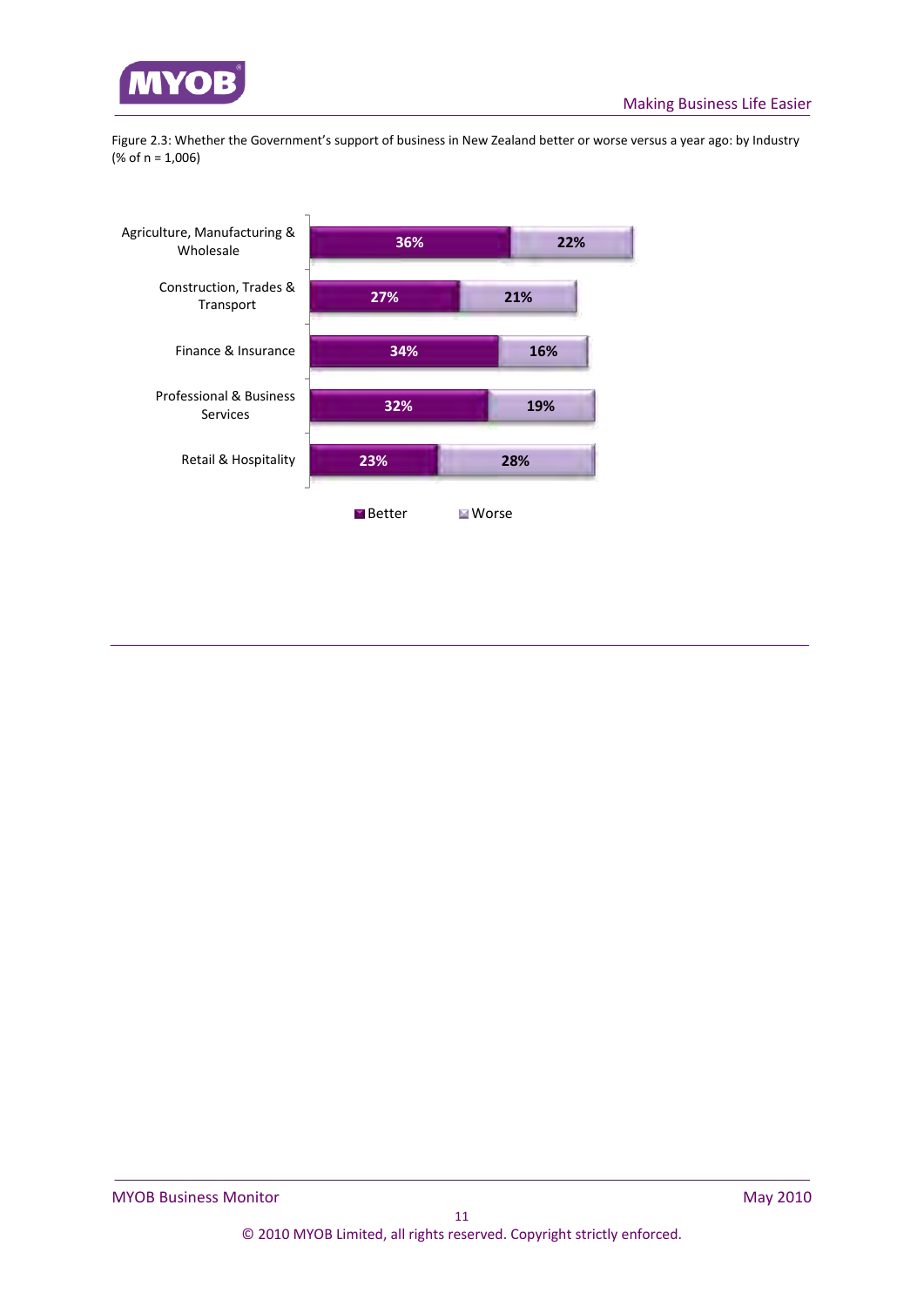Figure 2.3: Whether the Government's support of business in New Zealand better or worse versus a year ago: by Industry (% of n = 1,006)

| Industry | Better | Worse |
|---|---|---|
| Agriculture, Manufacturing & Wholesale | 36% | 22% |
| Construction, Trades & Transport | 27% | 21% |
| Finance & Insurance | 34% | 16% |
| Professional & Business Services | 32% | 19% |
| Retail & Hospitality | 23% | 28% |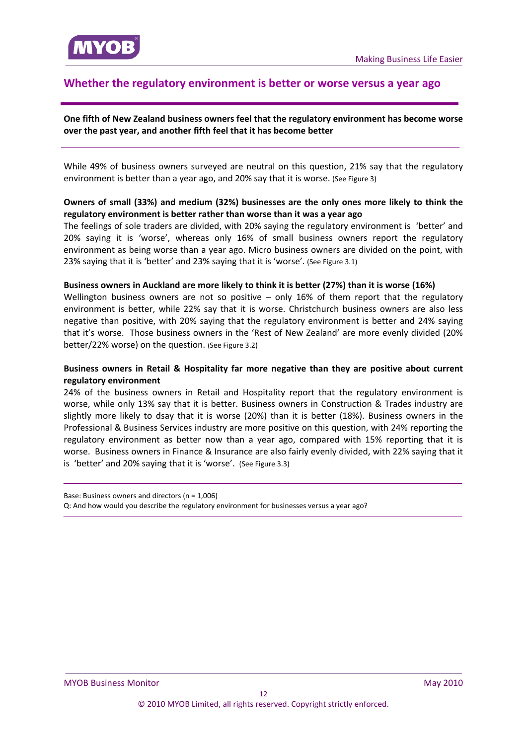## Whether the regulatory environment is better or worse versus a year ago

**One fifth of New Zealand business owners feel that the regulatory environment has become worse over the past year, and another fifth feel that it has become better**

While 49% of business owners surveyed are neutral on this question, 21% say that the regulatory environment is better than a year ago, and 20% say that it is worse. (See Figure 3)

**Owners of small (33%) and medium (32%) businesses are the only ones more likely to think the regulatory environment is better rather than worse than it was a year ago**

The feelings of sole traders are divided, with 20% saying the regulatory environment is 'better' and 20% saying it is 'worse', whereas only 16% of small business owners report the regulatory environment as being worse than a year ago. Micro business owners are divided on the point, with 23% saying that it is 'better' and 23% saying that it is 'worse'. (See Figure 3.1)

**Business owners in Auckland are more likely to think it is better (27%) than it is worse (16%)**

Wellington business owners are not so positive – only 16% of them report that the regulatory environment is better, while 22% say that it is worse. Christchurch business owners are also less negative than positive, with 20% saying that the regulatory environment is better and 24% saying that it's worse. Those business owners in the 'Rest of New Zealand' are more evenly divided (20% better/22% worse) on the question. (See Figure 3.2)

**Business owners in Retail & Hospitality far more negative than they are positive about current regulatory environment**

24% of the business owners in Retail and Hospitality report that the regulatory environment is worse, while only 13% say that it is better. Business owners in Construction & Trades industry are slightly more likely to dsay that it is worse (20%) than it is better (18%). Business owners in the Professional & Business Services industry are more positive on this question, with 24% reporting the regulatory environment as better now than a year ago, compared with 15% reporting that it is worse. Business owners in Finance & Insurance are also fairly evenly divided, with 22% saying that it is 'better' and 20% saying that it is 'worse'. (See Figure 3.3)

Base: Business owners and directors (n = 1,006)

Q: And how would you describe the regulatory environment for businesses versus a year ago?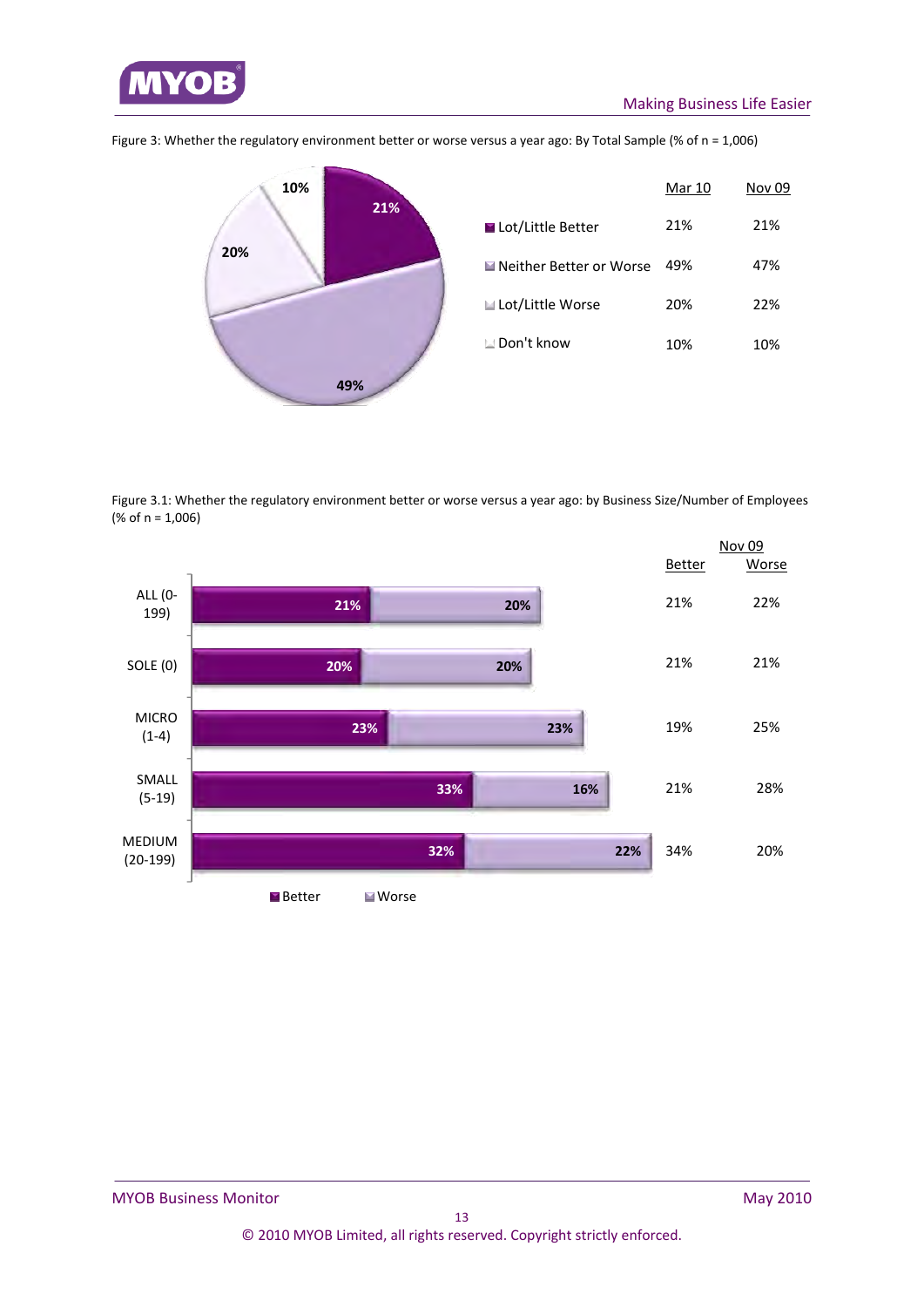Figure 3: Whether the regulatory environment better or worse versus a year ago: By Total Sample (% of n = 1,006)

| | Mar 10 | Nov 09 |
|---|---|---|
| Lot/Little Better | 21% | 21% |
| Neither Better or Worse | 49% | 47% |
| Lot/Little Worse | 20% | 22% |
| Don't know | 10% | 10% |

Figure 3.1: Whether the regulatory environment better or worse versus a year ago: by Business Size/Number of Employees (% of n = 1,006)

| | Better | Worse | Nov 09 Better | Nov 09 Worse |
|---|---|---|---|---|
| ALL (0-199) | 21% | 20% | 21% | 22% |
| SOLE (0) | 20% | 20% | 21% | 21% |
| MICRO (1-4) | 23% | 23% | 19% | 25% |
| SMALL (5-19) | 33% | 16% | 21% | 28% |
| MEDIUM (20-199) | 32% | 22% | 34% | 20% |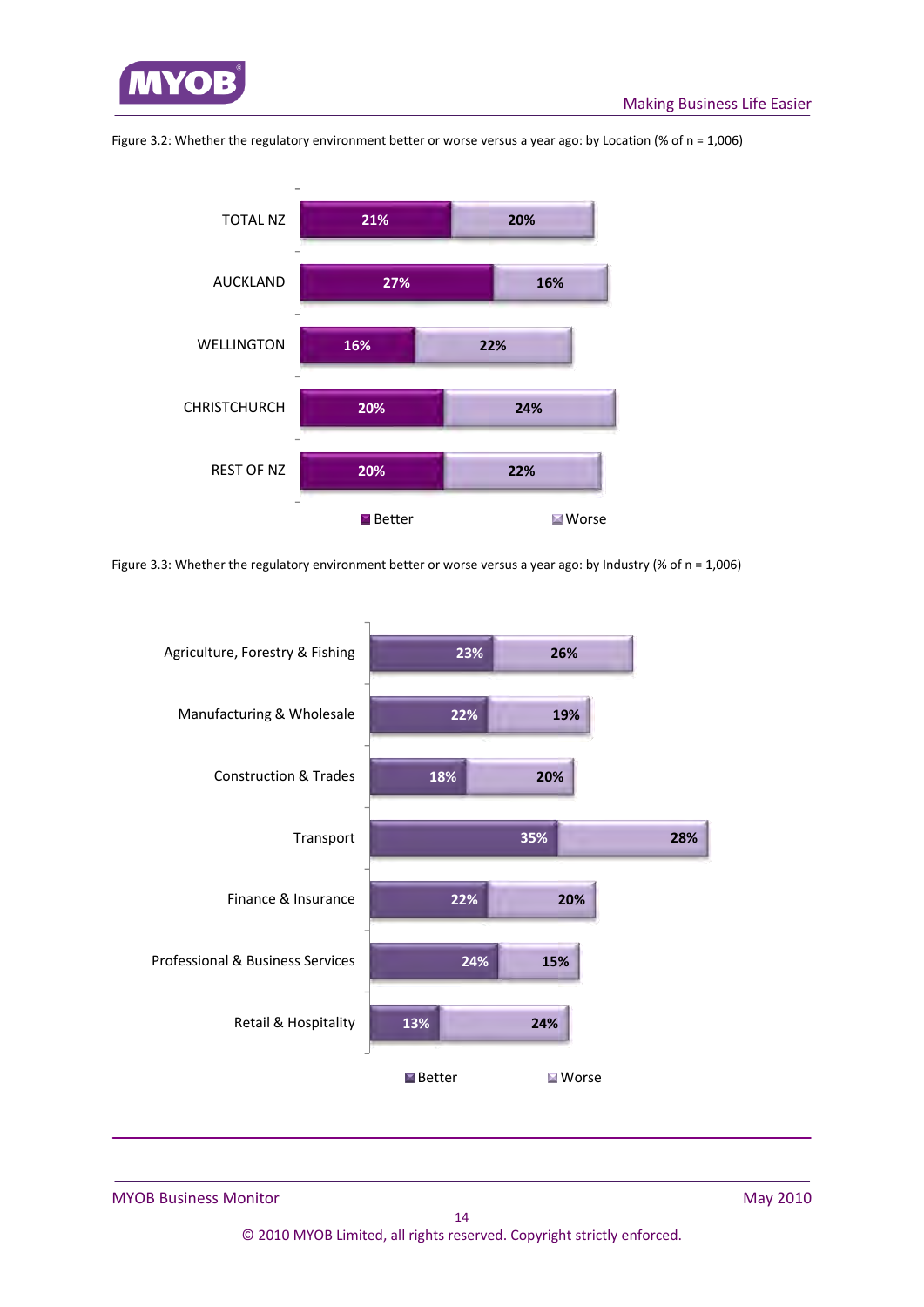Figure 3.2: Whether the regulatory environment better or worse versus a year ago: by Location (% of n = 1,006)

| Location | Better | Worse |
|---|---|---|
| TOTAL NZ | 21% | 20% |
| AUCKLAND | 27% | 16% |
| WELLINGTON | 16% | 22% |
| CHRISTCHURCH | 20% | 24% |
| REST OF NZ | 20% | 22% |

Figure 3.3: Whether the regulatory environment better or worse versus a year ago: by Industry (% of n = 1,006)

| Industry | Better | Worse |
|---|---|---|
| Agriculture, Forestry & Fishing | 23% | 26% |
| Manufacturing & Wholesale | 22% | 19% |
| Construction & Trades | 18% | 20% |
| Transport | 35% | 28% |
| Finance & Insurance | 22% | 20% |
| Professional & Business Services | 24% | 15% |
| Retail & Hospitality | 13% | 24% |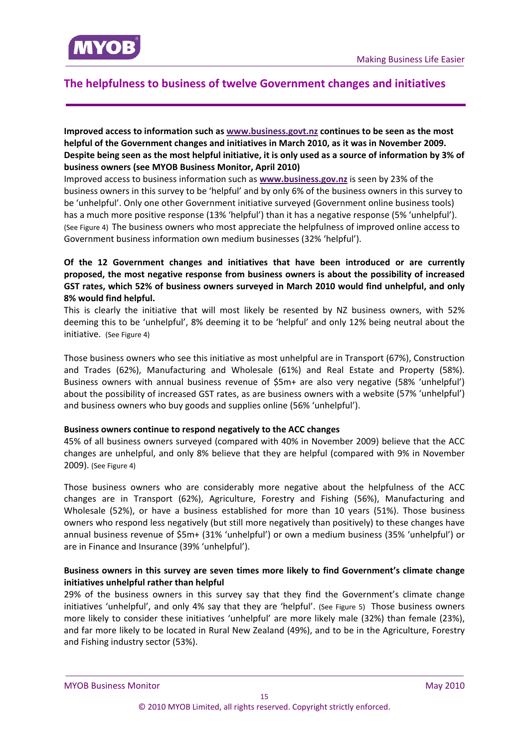## The helpfulness to business of twelve Government changes and initiatives

**Improved access to information such as www.business.govt.nz continues to be seen as the most helpful of the Government changes and initiatives in March 2010, as it was in November 2009. Despite being seen as the most helpful initiative, it is only used as a source of information by 3% of business owners (see MYOB Business Monitor, April 2010)**

Improved access to business information such as **www.business.gov.nz** is seen by 23% of the business owners in this survey to be 'helpful' and by only 6% of the business owners in this survey to be 'unhelpful'. Only one other Government initiative surveyed (Government online business tools) has a much more positive response (13% 'helpful') than it has a negative response (5% 'unhelpful'). (See Figure 4) The business owners who most appreciate the helpfulness of improved online access to Government business information own medium businesses (32% 'helpful').

**Of the 12 Government changes and initiatives that have been introduced or are currently proposed, the most negative response from business owners is about the possibility of increased GST rates, which 52% of business owners surveyed in March 2010 would find unhelpful, and only 8% would find helpful.**

This is clearly the initiative that will most likely be resented by NZ business owners, with 52% deeming this to be 'unhelpful', 8% deeming it to be 'helpful' and only 12% being neutral about the initiative. (See Figure 4)

Those business owners who see this initiative as most unhelpful are in Transport (67%), Construction and Trades (62%), Manufacturing and Wholesale (61%) and Real Estate and Property (58%). Business owners with annual business revenue of $5m+ are also very negative (58% 'unhelpful') about the possibility of increased GST rates, as are business owners with a website (57% 'unhelpful') and business owners who buy goods and supplies online (56% 'unhelpful').

**Business owners continue to respond negatively to the ACC changes**

45% of all business owners surveyed (compared with 40% in November 2009) believe that the ACC changes are unhelpful, and only 8% believe that they are helpful (compared with 9% in November 2009). (See Figure 4)

Those business owners who are considerably more negative about the helpfulness of the ACC changes are in Transport (62%), Agriculture, Forestry and Fishing (56%), Manufacturing and Wholesale (52%), or have a business established for more than 10 years (51%). Those business owners who respond less negatively (but still more negatively than positively) to these changes have annual business revenue of $5m+ (31% 'unhelpful') or own a medium business (35% 'unhelpful') or are in Finance and Insurance (39% 'unhelpful').

**Business owners in this survey are seven times more likely to find Government's climate change initiatives unhelpful rather than helpful**

29% of the business owners in this survey say that they find the Government's climate change initiatives 'unhelpful', and only 4% say that they are 'helpful'. (See Figure 5) Those business owners more likely to consider these initiatives 'unhelpful' are more likely male (32%) than female (23%), and far more likely to be located in Rural New Zealand (49%), and to be in the Agriculture, Forestry and Fishing industry sector (53%).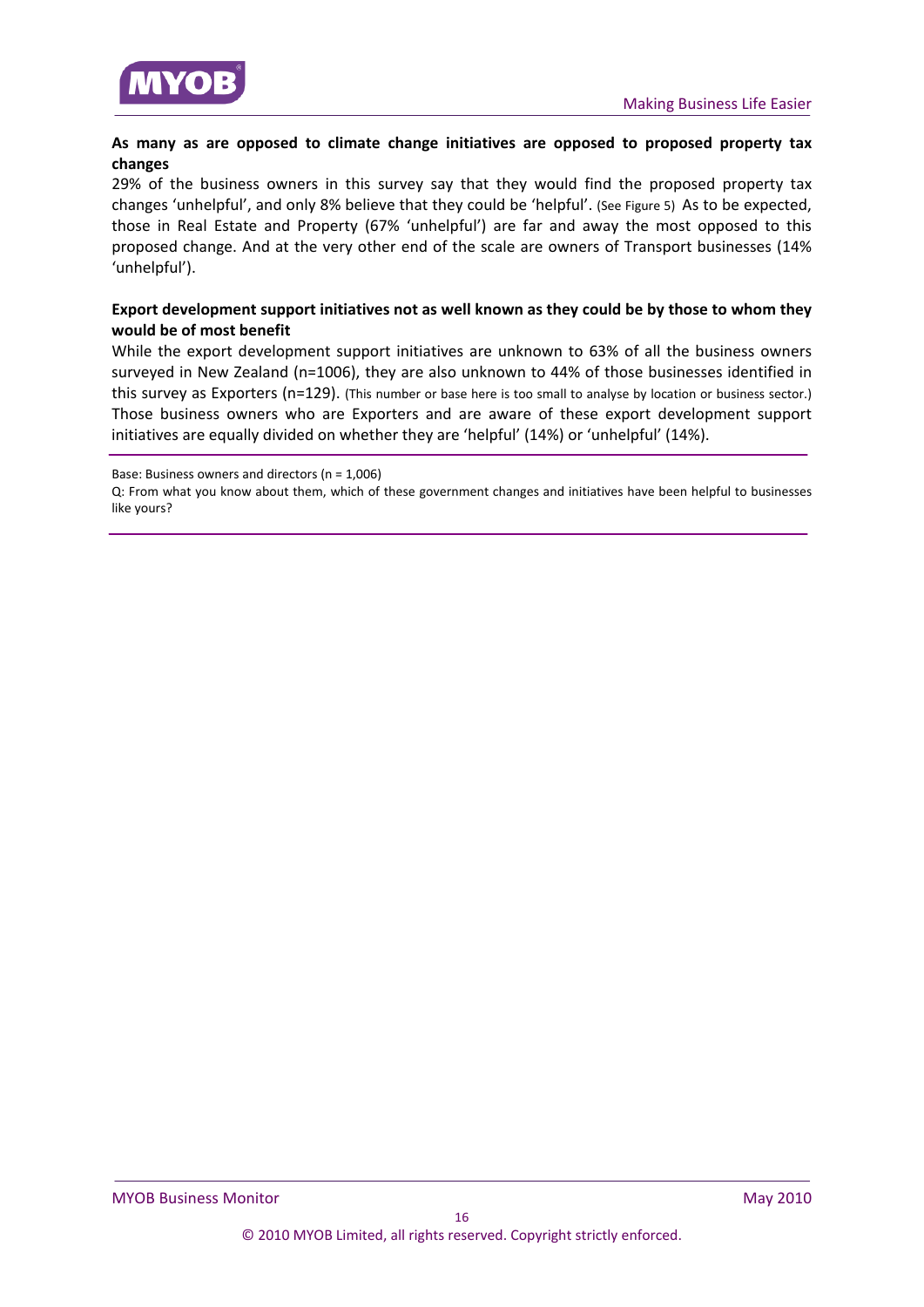**As many as are opposed to climate change initiatives are opposed to proposed property tax changes**

29% of the business owners in this survey say that they would find the proposed property tax changes 'unhelpful', and only 8% believe that they could be 'helpful'. (See Figure 5) As to be expected, those in Real Estate and Property (67% 'unhelpful') are far and away the most opposed to this proposed change. And at the very other end of the scale are owners of Transport businesses (14% 'unhelpful').

**Export development support initiatives not as well known as they could be by those to whom they would be of most benefit**

While the export development support initiatives are unknown to 63% of all the business owners surveyed in New Zealand (n=1006), they are also unknown to 44% of those businesses identified in this survey as Exporters (n=129). (This number or base here is too small to analyse by location or business sector.) Those business owners who are Exporters and are aware of these export development support initiatives are equally divided on whether they are 'helpful' (14%) or 'unhelpful' (14%).

---

Base: Business owners and directors (n = 1,006)

Q: From what you know about them, which of these government changes and initiatives have been helpful to businesses like yours?

---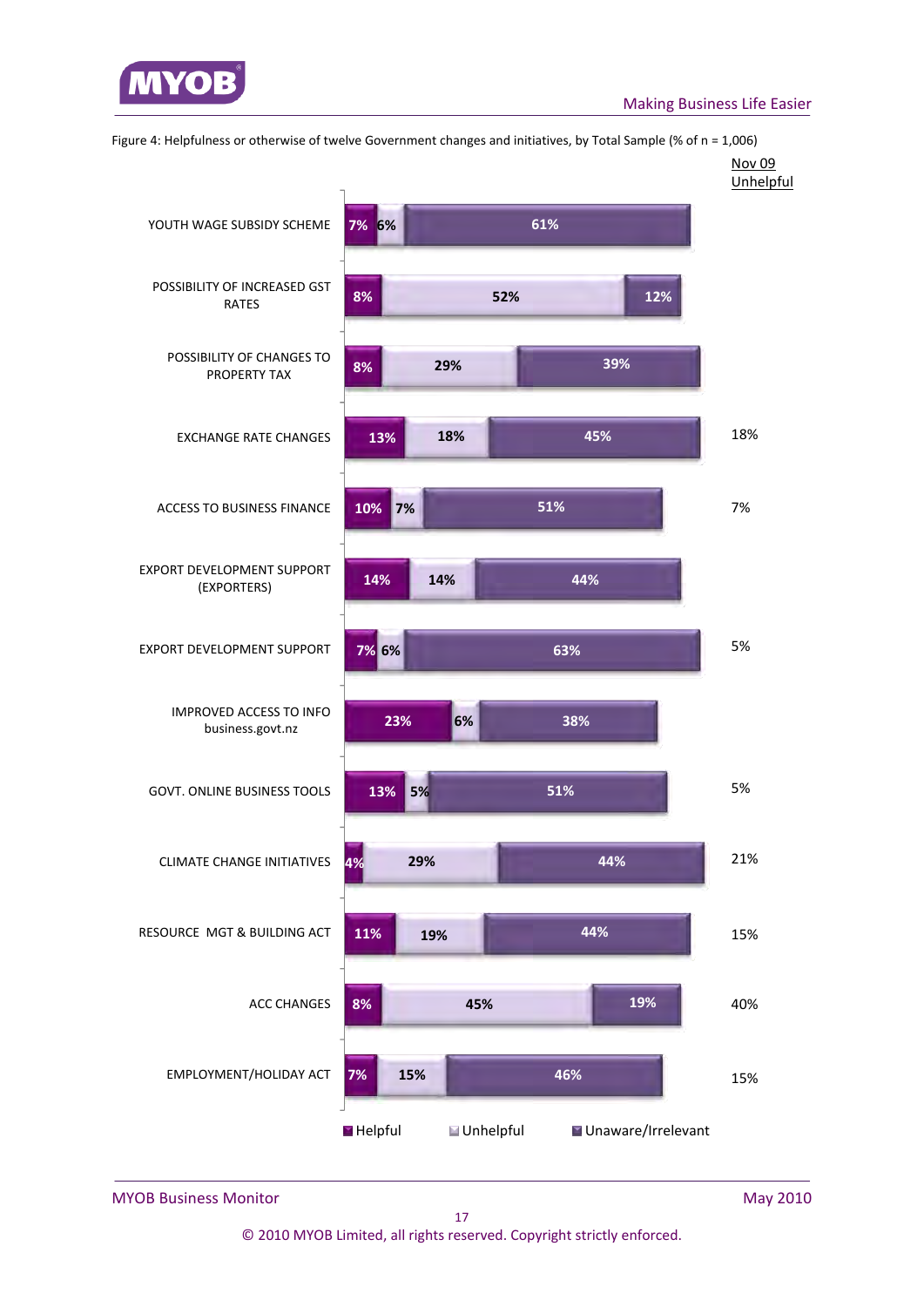Figure 4: Helpfulness or otherwise of twelve Government changes and initiatives, by Total Sample (% of n = 1,006)

| | Helpful | Unhelpful | Unaware/Irrelevant | Nov 09 Unhelpful |
|---|---|---|---|---|
| YOUTH WAGE SUBSIDY SCHEME | 7% | 6% | 61% | |
| POSSIBILITY OF INCREASED GST RATES | 8% | 52% | 12% | |
| POSSIBILITY OF CHANGES TO PROPERTY TAX | 8% | 29% | 39% | |
| EXCHANGE RATE CHANGES | 13% | 18% | 45% | 18% |
| ACCESS TO BUSINESS FINANCE | 10% | 7% | 51% | 7% |
| EXPORT DEVELOPMENT SUPPORT (EXPORTERS) | 14% | 14% | 44% | |
| EXPORT DEVELOPMENT SUPPORT | 7% | 6% | 63% | 5% |
| IMPROVED ACCESS TO INFO business.govt.nz | 23% | 6% | 38% | |
| GOVT. ONLINE BUSINESS TOOLS | 13% | 5% | 51% | 5% |
| CLIMATE CHANGE INITIATIVES | 4% | 29% | 44% | 21% |
| RESOURCE MGT & BUILDING ACT | 11% | 19% | 44% | 15% |
| ACC CHANGES | 8% | 45% | 19% | 40% |
| EMPLOYMENT/HOLIDAY ACT | 7% | 15% | 46% | 15% |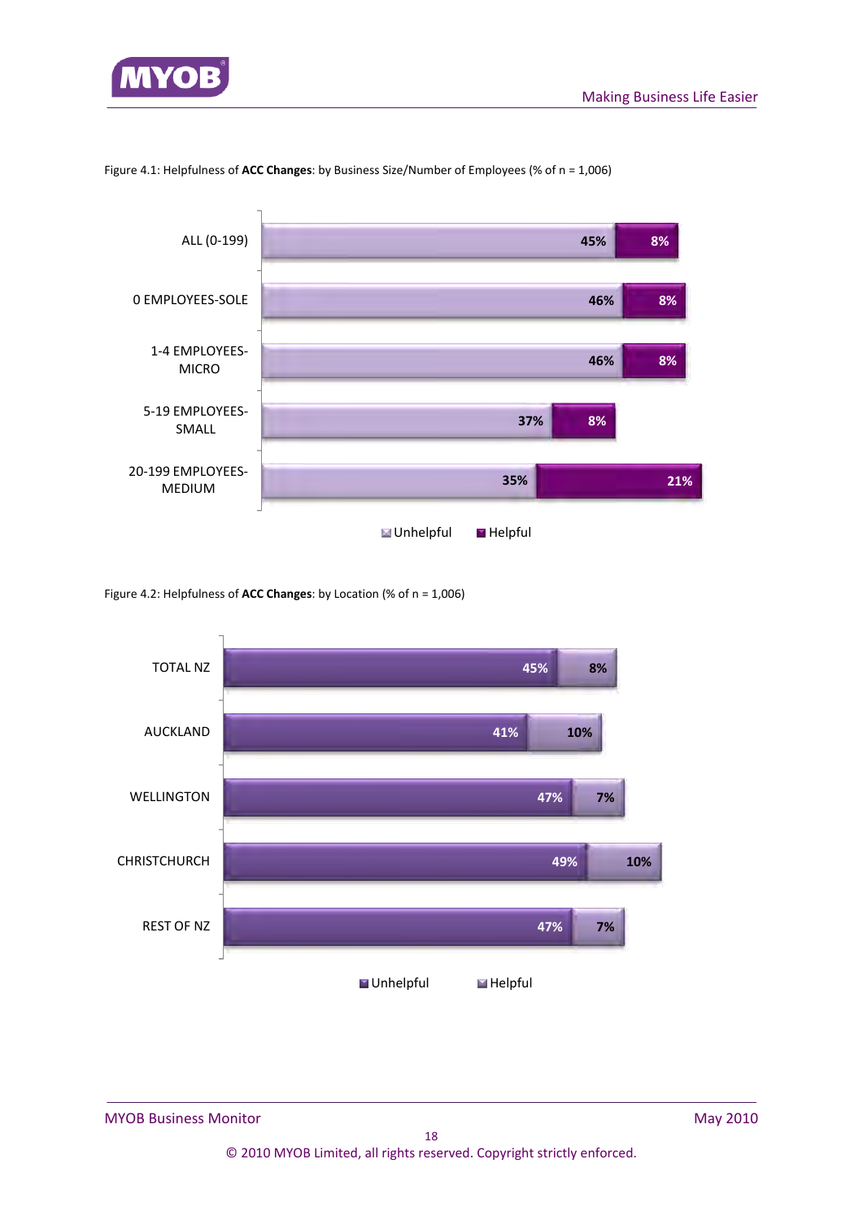Figure 4.1: Helpfulness of **ACC Changes**: by Business Size/Number of Employees (% of n = 1,006)

| | Unhelpful | Helpful |
|---|---|---|
| ALL (0-199) | 45% | 8% |
| 0 EMPLOYEES-SOLE | 46% | 8% |
| 1-4 EMPLOYEES-MICRO | 46% | 8% |
| 5-19 EMPLOYEES-SMALL | 37% | 8% |
| 20-199 EMPLOYEES-MEDIUM | 35% | 21% |

Figure 4.2: Helpfulness of **ACC Changes**: by Location (% of n = 1,006)

| | Unhelpful | Helpful |
|---|---|---|
| TOTAL NZ | 45% | 8% |
| AUCKLAND | 41% | 10% |
| WELLINGTON | 47% | 7% |
| CHRISTCHURCH | 49% | 10% |
| REST OF NZ | 47% | 7% |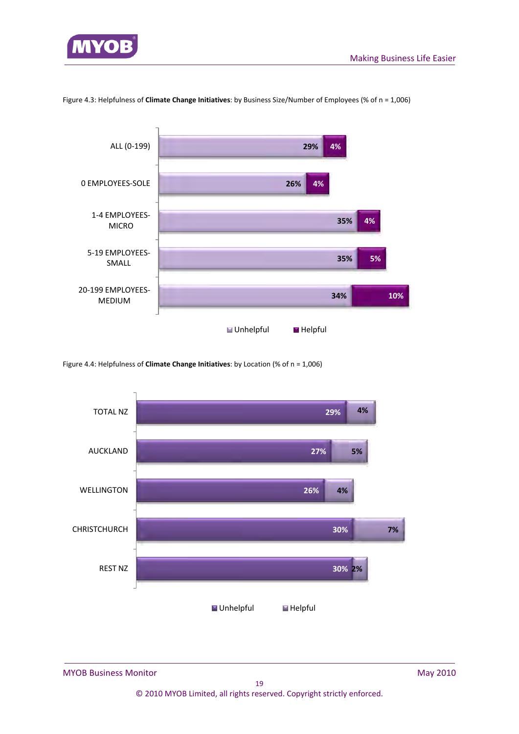Figure 4.3: Helpfulness of **Climate Change Initiatives**: by Business Size/Number of Employees (% of n = 1,006)

| | Unhelpful | Helpful |
|---|---|---|
| ALL (0-199) | 29% | 4% |
| 0 EMPLOYEES-SOLE | 26% | 4% |
| 1-4 EMPLOYEES-MICRO | 35% | 4% |
| 5-19 EMPLOYEES-SMALL | 35% | 5% |
| 20-199 EMPLOYEES-MEDIUM | 34% | 10% |

Figure 4.4: Helpfulness of **Climate Change Initiatives**: by Location (% of n = 1,006)

| | Unhelpful | Helpful |
|---|---|---|
| TOTAL NZ | 29% | 4% |
| AUCKLAND | 27% | 5% |
| WELLINGTON | 26% | 4% |
| CHRISTCHURCH | 30% | 7% |
| REST NZ | 30% | 2% |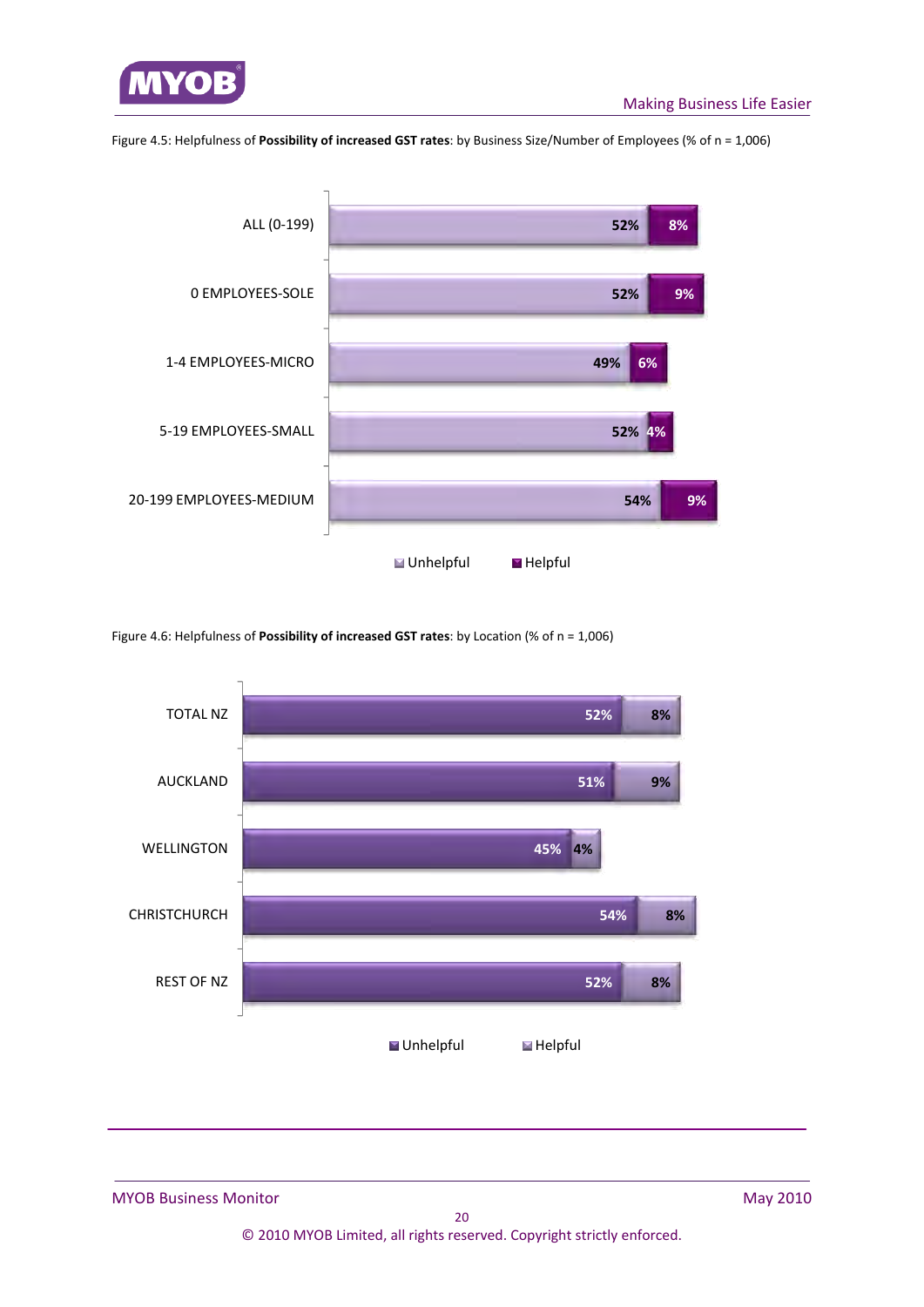Figure 4.5: Helpfulness of **Possibility of increased GST rates**: by Business Size/Number of Employees (% of n = 1,006)

ALL (0-199) 52% 8%

0 EMPLOYEES-SOLE 52% 9%

1-4 EMPLOYEES-MICRO 49% 6%

5-19 EMPLOYEES-SMALL 52% 4%

20-199 EMPLOYEES-MEDIUM 54% 9%

Unhelpful Helpful

Figure 4.6: Helpfulness of **Possibility of increased GST rates**: by Location (% of n = 1,006)

TOTAL NZ 52% 8%

AUCKLAND 51% 9%

WELLINGTON 45% 4%

CHRISTCHURCH 54% 8%

REST OF NZ 52% 8%

Unhelpful Helpful